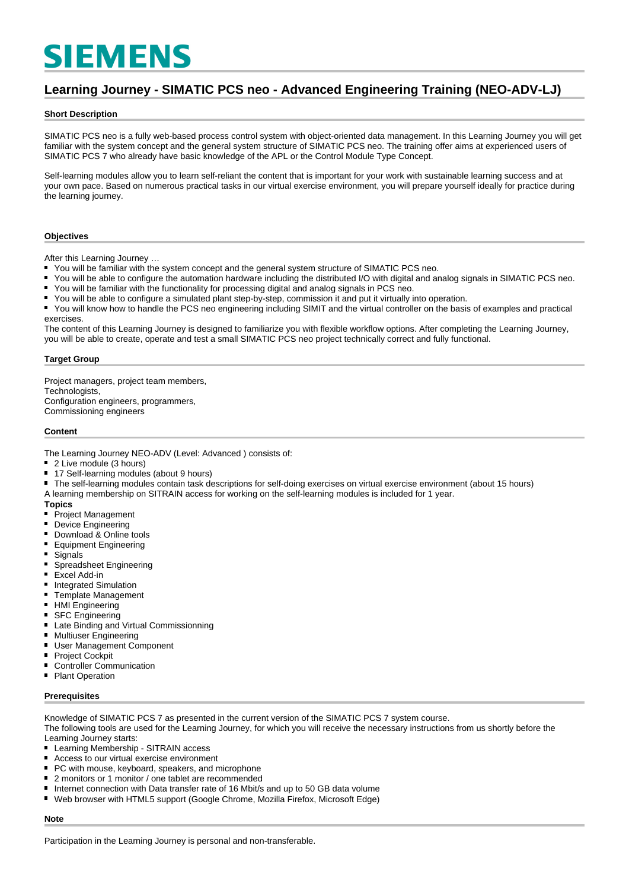SIEMENS

# Learning Journey - SIMATIC PCS neo - Advanced Engineering Training (NEO-ADV-LJ)

## Short Description

SIMATIC PCS neo is a fully web-based process control system with object-oriented data management. In this Learning Journey you will get familiar with the system concept and the general system structure of SIMATIC PCS neo. The training offer aims at experienced users of SIMATIC PCS 7 who already have basic knowledge of the APL or the Control Module Type Concept.

Self-learning modules allow you to learn self-reliant the content that is important for your work with sustainable learning success and at your own pace. Based on numerous practical tasks in our virtual exercise environment, you will prepare yourself ideally for practice during the learning journey.

## Objectives

After this Learning Journey …

- You will be familiar with the system concept and the general system structure of SIMATIC PCS neo.
- You will be able to configure the automation hardware including the distributed I/O with digital and analog signals in SIMATIC PCS neo.
- You will be familiar with the functionality for processing digital and analog signals in PCS neo.
- You will be able to configure a simulated plant step-by-step, commission it and put it virtually into operation.
- You will know how to handle the PCS neo engineering including SIMIT and the virtual controller on the basis of examples and practical exercises.

The content of this Learning Journey is designed to familiarize you with flexible workflow options. After completing the Learning Journey, you will be able to create, operate and test a small SIMATIC PCS neo project technically correct and fully functional.

## Target Group

Project managers, project team members,
Technologists,
Configuration engineers, programmers,
Commissioning engineers

## Content

The Learning Journey NEO-ADV (Level: Advanced ) consists of:

- 2 Live module (3 hours)
- 17 Self-learning modules (about 9 hours)
- The self-learning modules contain task descriptions for self-doing exercises on virtual exercise environment (about 15 hours)

A learning membership on SITRAIN access for working on the self-learning modules is included for 1 year.

**Topics**

- Project Management
- Device Engineering
- Download & Online tools
- Equipment Engineering
- Signals
- Spreadsheet Engineering
- Excel Add-in
- Integrated Simulation
- Template Management
- HMI Engineering
- SFC Engineering
- Late Binding and Virtual Commissionning
- Multiuser Engineering
- User Management Component
- Project Cockpit
- Controller Communication
- Plant Operation

## Prerequisites

Knowledge of SIMATIC PCS 7 as presented in the current version of the SIMATIC PCS 7 system course.
The following tools are used for the Learning Journey, for which you will receive the necessary instructions from us shortly before the Learning Journey starts:

- Learning Membership - SITRAIN access
- Access to our virtual exercise environment
- PC with mouse, keyboard, speakers, and microphone
- 2 monitors or 1 monitor / one tablet are recommended
- Internet connection with Data transfer rate of 16 Mbit/s and up to 50 GB data volume
- Web browser with HTML5 support (Google Chrome, Mozilla Firefox, Microsoft Edge)

## Note

Participation in the Learning Journey is personal and non-transferable.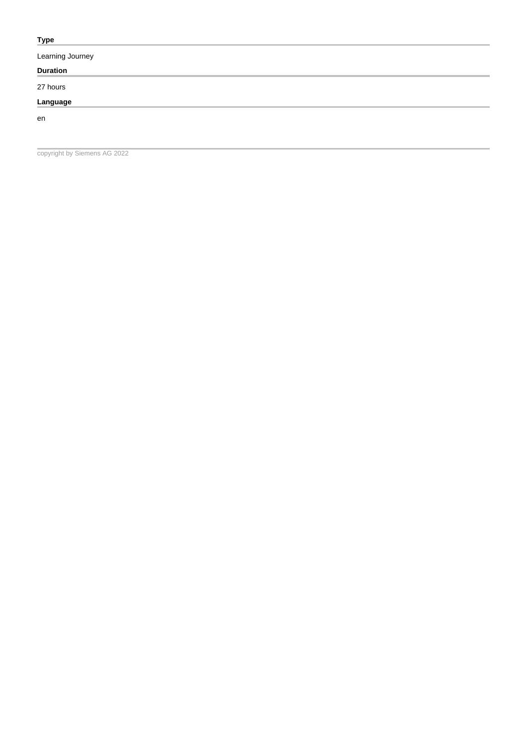**Type**

Learning Journey

**Duration**

27 hours

**Language**

en

copyright by Siemens AG 2022